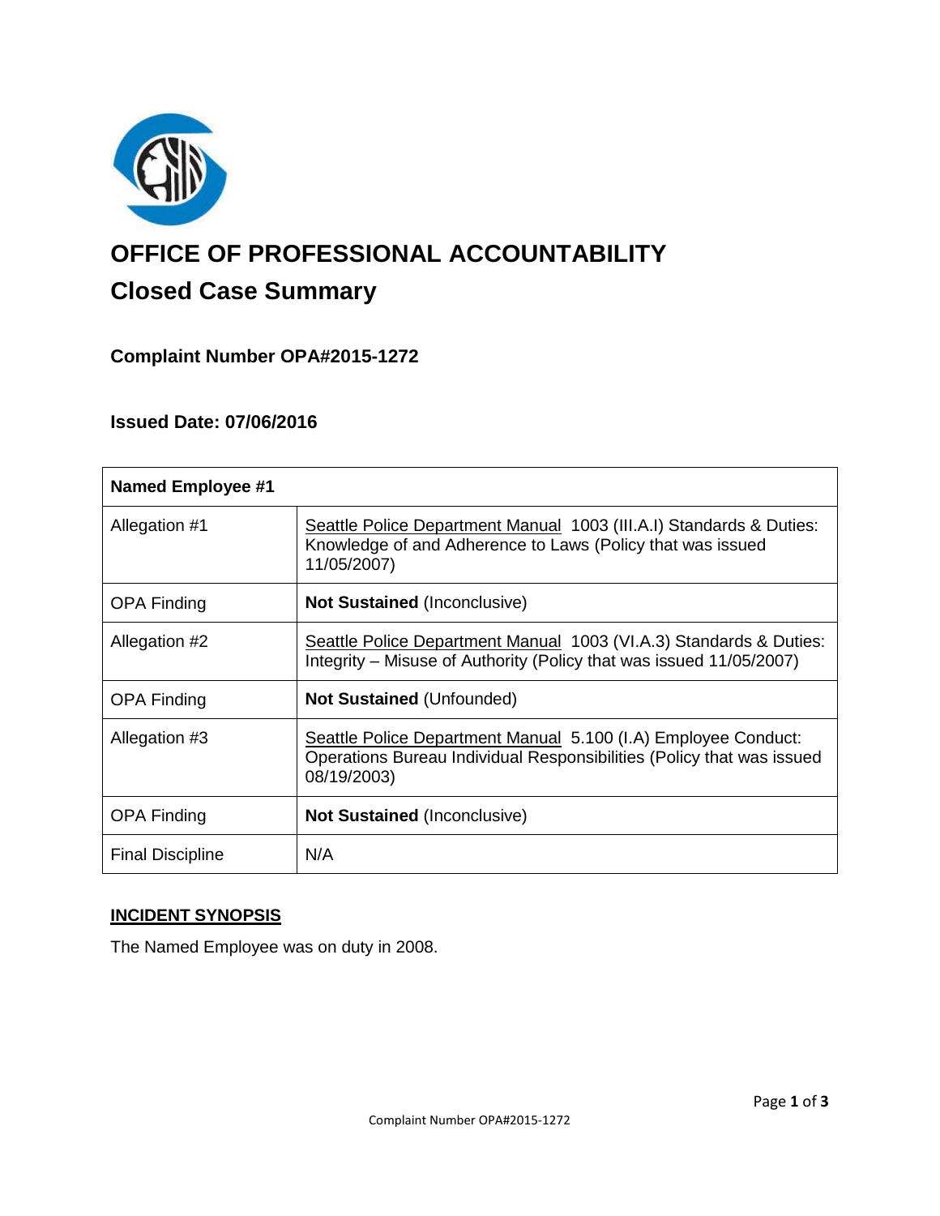# OFFICE OF PROFESSIONAL ACCOUNTABILITY

## Closed Case Summary

### Complaint Number OPA#2015-1272

### Issued Date: 07/06/2016

| Named Employee #1 | |
|---|---|
| Allegation #1 | Seattle Police Department Manual 1003 (III.A.I) Standards & Duties: Knowledge of and Adherence to Laws (Policy that was issued 11/05/2007) |
| OPA Finding | **Not Sustained** (Inconclusive) |
| Allegation #2 | Seattle Police Department Manual 1003 (VI.A.3) Standards & Duties: Integrity – Misuse of Authority (Policy that was issued 11/05/2007) |
| OPA Finding | **Not Sustained** (Unfounded) |
| Allegation #3 | Seattle Police Department Manual 5.100 (I.A) Employee Conduct: Operations Bureau Individual Responsibilities (Policy that was issued 08/19/2003) |
| OPA Finding | **Not Sustained** (Inconclusive) |
| Final Discipline | N/A |

### INCIDENT SYNOPSIS

The Named Employee was on duty in 2008.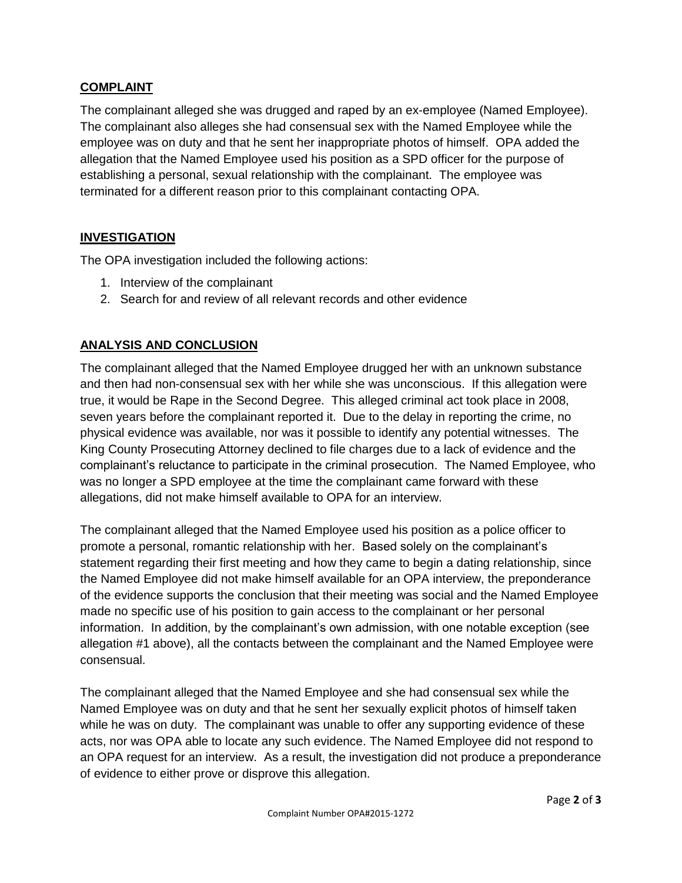## COMPLAINT

The complainant alleged she was drugged and raped by an ex-employee (Named Employee). The complainant also alleges she had consensual sex with the Named Employee while the employee was on duty and that he sent her inappropriate photos of himself. OPA added the allegation that the Named Employee used his position as a SPD officer for the purpose of establishing a personal, sexual relationship with the complainant. The employee was terminated for a different reason prior to this complainant contacting OPA.

## INVESTIGATION

The OPA investigation included the following actions:

1. Interview of the complainant
2. Search for and review of all relevant records and other evidence

## ANALYSIS AND CONCLUSION

The complainant alleged that the Named Employee drugged her with an unknown substance and then had non-consensual sex with her while she was unconscious. If this allegation were true, it would be Rape in the Second Degree. This alleged criminal act took place in 2008, seven years before the complainant reported it. Due to the delay in reporting the crime, no physical evidence was available, nor was it possible to identify any potential witnesses. The King County Prosecuting Attorney declined to file charges due to a lack of evidence and the complainant's reluctance to participate in the criminal prosecution. The Named Employee, who was no longer a SPD employee at the time the complainant came forward with these allegations, did not make himself available to OPA for an interview.

The complainant alleged that the Named Employee used his position as a police officer to promote a personal, romantic relationship with her. Based solely on the complainant's statement regarding their first meeting and how they came to begin a dating relationship, since the Named Employee did not make himself available for an OPA interview, the preponderance of the evidence supports the conclusion that their meeting was social and the Named Employee made no specific use of his position to gain access to the complainant or her personal information. In addition, by the complainant's own admission, with one notable exception (see allegation #1 above), all the contacts between the complainant and the Named Employee were consensual.

The complainant alleged that the Named Employee and she had consensual sex while the Named Employee was on duty and that he sent her sexually explicit photos of himself taken while he was on duty. The complainant was unable to offer any supporting evidence of these acts, nor was OPA able to locate any such evidence. The Named Employee did not respond to an OPA request for an interview. As a result, the investigation did not produce a preponderance of evidence to either prove or disprove this allegation.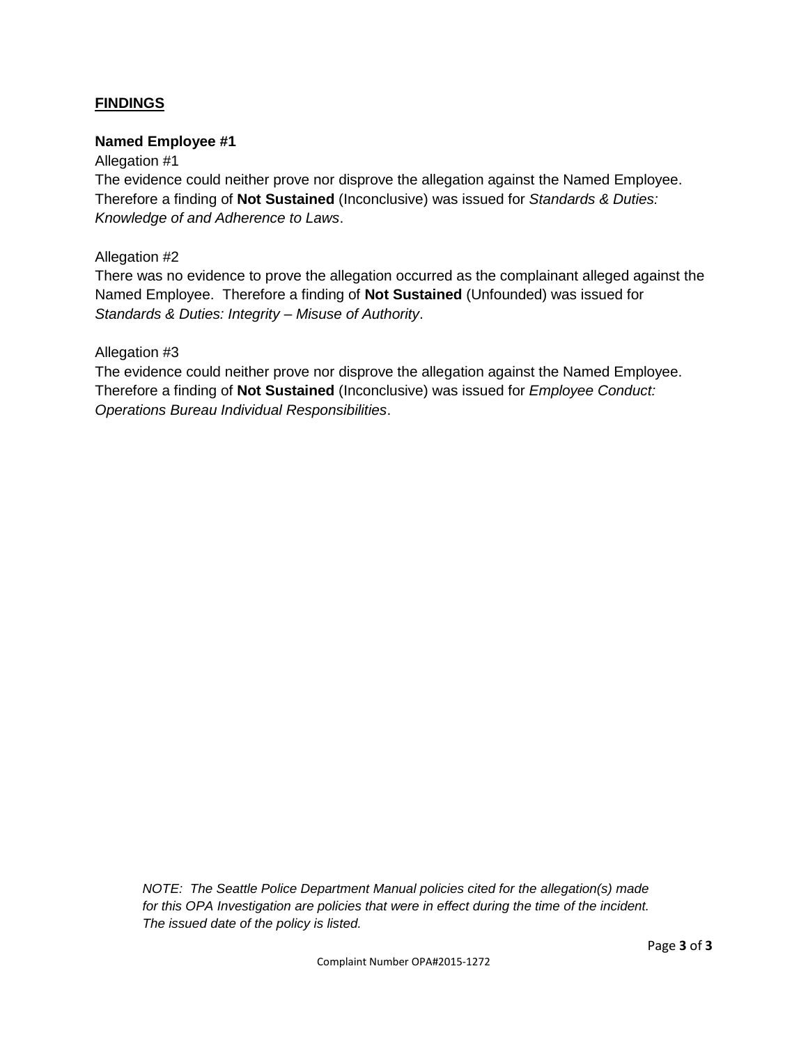## FINDINGS

**Named Employee #1**

Allegation #1
The evidence could neither prove nor disprove the allegation against the Named Employee. Therefore a finding of **Not Sustained** (Inconclusive) was issued for *Standards & Duties: Knowledge of and Adherence to Laws*.

Allegation #2
There was no evidence to prove the allegation occurred as the complainant alleged against the Named Employee. Therefore a finding of **Not Sustained** (Unfounded) was issued for *Standards & Duties: Integrity – Misuse of Authority*.

Allegation #3
The evidence could neither prove nor disprove the allegation against the Named Employee. Therefore a finding of **Not Sustained** (Inconclusive) was issued for *Employee Conduct: Operations Bureau Individual Responsibilities*.

*NOTE: The Seattle Police Department Manual policies cited for the allegation(s) made for this OPA Investigation are policies that were in effect during the time of the incident. The issued date of the policy is listed.*

Complaint Number OPA#2015-1272